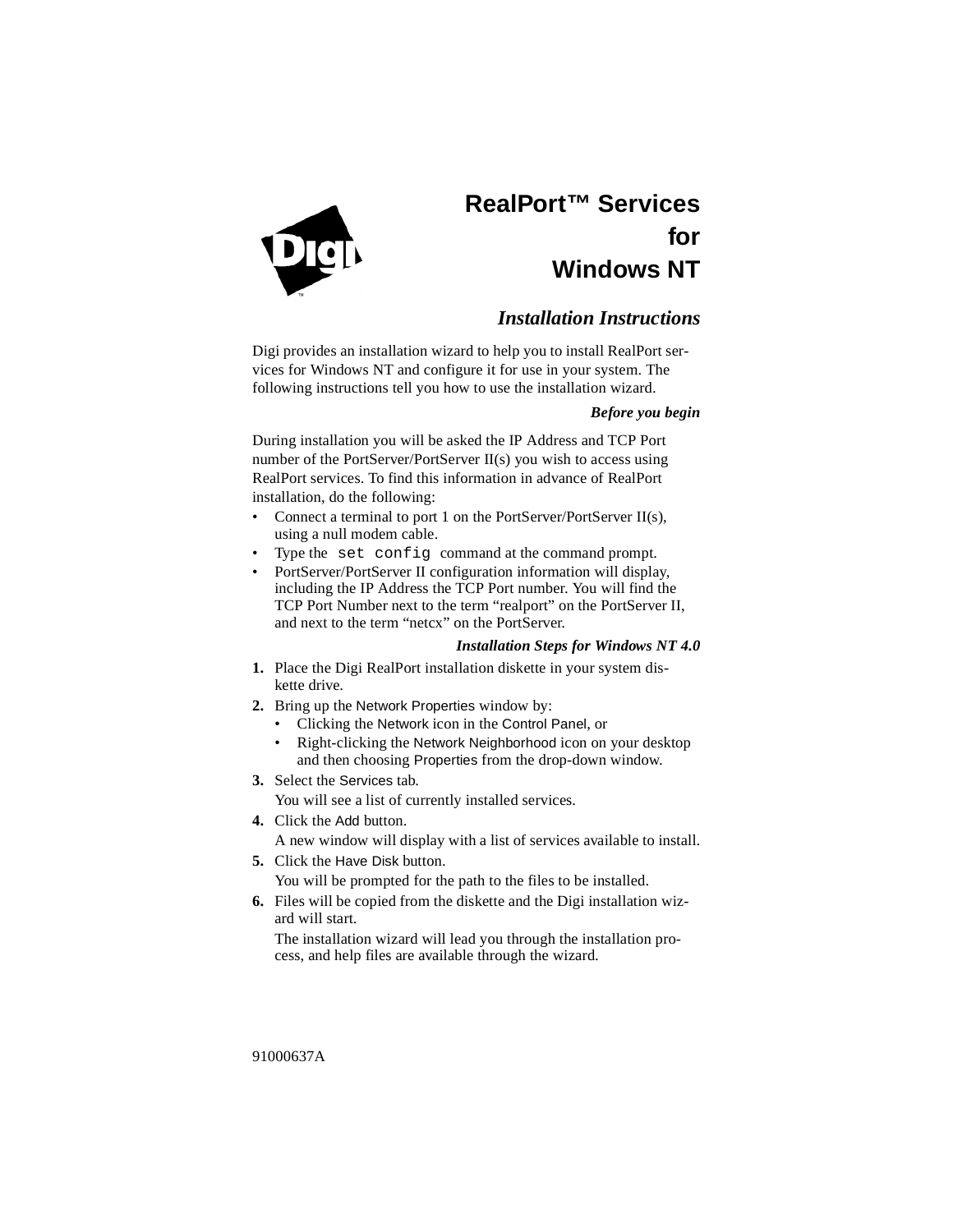# RealPort™ Services for Windows NT

## *Installation Instructions*

Digi provides an installation wizard to help you to install RealPort services for Windows NT and configure it for use in your system. The following instructions tell you how to use the installation wizard.

### *Before you begin*

During installation you will be asked the IP Address and TCP Port number of the PortServer/PortServer II(s) you wish to access using RealPort services. To find this information in advance of RealPort installation, do the following:

- Connect a terminal to port 1 on the PortServer/PortServer II(s), using a null modem cable.
- Type the `set config` command at the command prompt.
- PortServer/PortServer II configuration information will display, including the IP Address the TCP Port number. You will find the TCP Port Number next to the term “realport” on the PortServer II, and next to the term “netcx” on the PortServer.

### *Installation Steps for Windows NT 4.0*

1. Place the Digi RealPort installation diskette in your system diskette drive.
2. Bring up the Network Properties window by:
   - Clicking the Network icon in the Control Panel, or
   - Right-clicking the Network Neighborhood icon on your desktop and then choosing Properties from the drop-down window.
3. Select the Services tab.

   You will see a list of currently installed services.
4. Click the Add button.

   A new window will display with a list of services available to install.
5. Click the Have Disk button.

   You will be prompted for the path to the files to be installed.
6. Files will be copied from the diskette and the Digi installation wizard will start.

   The installation wizard will lead you through the installation process, and help files are available through the wizard.

91000637A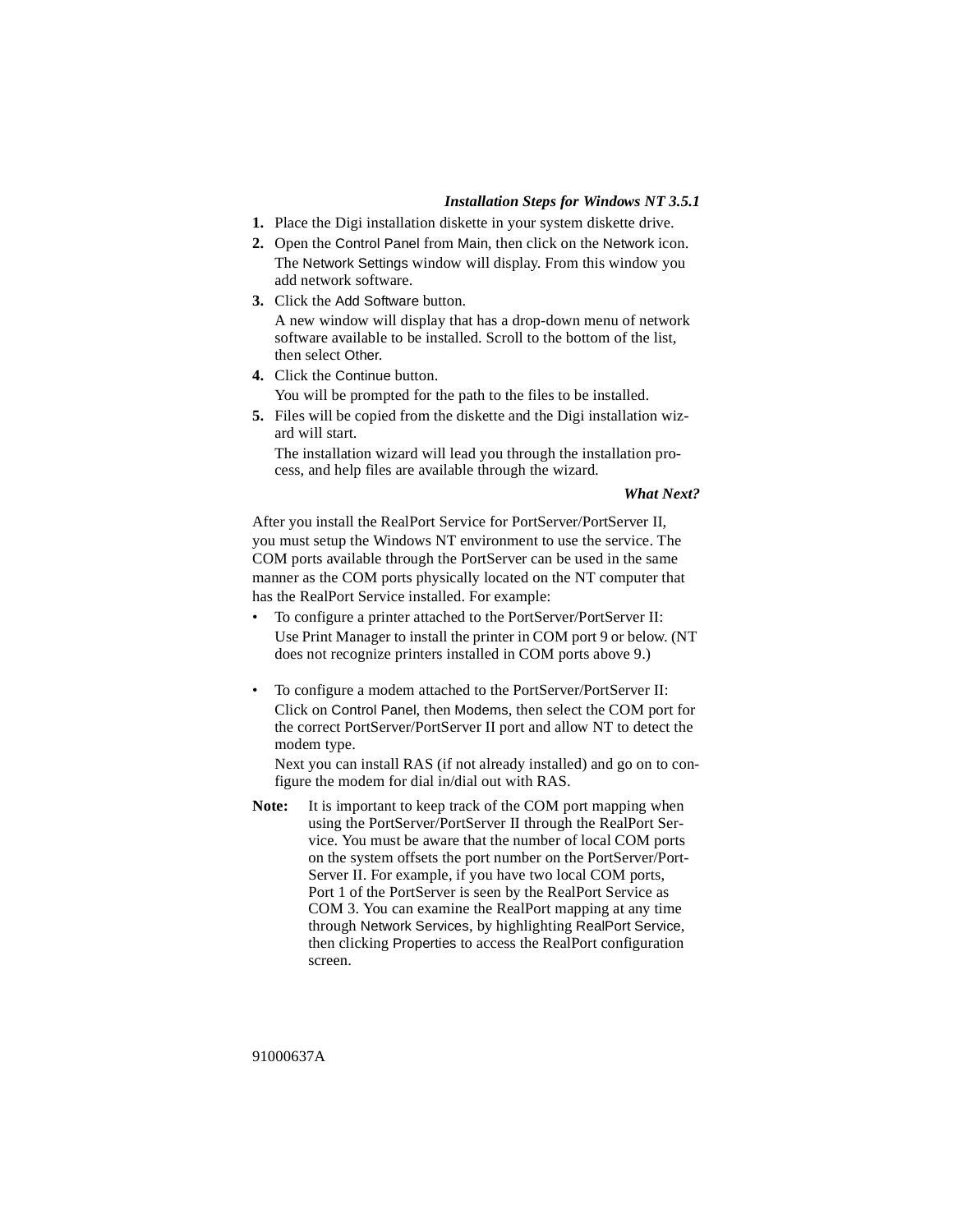### *Installation Steps for Windows NT 3.5.1*

1. Place the Digi installation diskette in your system diskette drive.
2. Open the Control Panel from Main, then click on the Network icon.

   The Network Settings window will display. From this window you add network software.
3. Click the Add Software button.

   A new window will display that has a drop-down menu of network software available to be installed. Scroll to the bottom of the list, then select Other.
4. Click the Continue button.

   You will be prompted for the path to the files to be installed.
5. Files will be copied from the diskette and the Digi installation wizard will start.

   The installation wizard will lead you through the installation process, and help files are available through the wizard.

### *What Next?*

After you install the RealPort Service for PortServer/PortServer II, you must setup the Windows NT environment to use the service. The COM ports available through the PortServer can be used in the same manner as the COM ports physically located on the NT computer that has the RealPort Service installed. For example:

- To configure a printer attached to the PortServer/PortServer II:

  Use Print Manager to install the printer in COM port 9 or below. (NT does not recognize printers installed in COM ports above 9.)

- To configure a modem attached to the PortServer/PortServer II:

  Click on Control Panel, then Modems, then select the COM port for the correct PortServer/PortServer II port and allow NT to detect the modem type.

  Next you can install RAS (if not already installed) and go on to configure the modem for dial in/dial out with RAS.

**Note:** It is important to keep track of the COM port mapping when using the PortServer/PortServer II through the RealPort Service. You must be aware that the number of local COM ports on the system offsets the port number on the PortServer/PortServer II. For example, if you have two local COM ports, Port 1 of the PortServer is seen by the RealPort Service as COM 3. You can examine the RealPort mapping at any time through Network Services, by highlighting RealPort Service, then clicking Properties to access the RealPort configuration screen.

91000637A